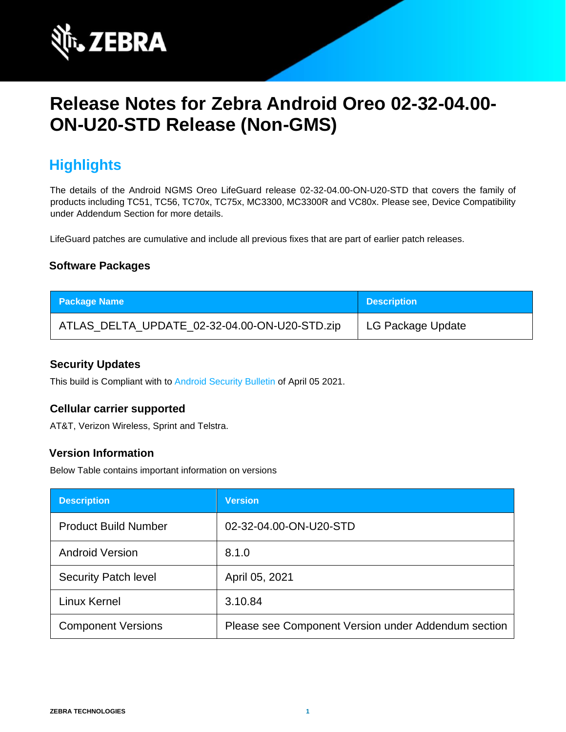# Release Notes for Zebra Android Oreo 02-32-04.00-ON-U20-STD Release (Non-GMS)

## Highlights

The details of the Android NGMS Oreo LifeGuard release 02-32-04.00-ON-U20-STD that covers the family of products including TC51, TC56, TC70x, TC75x, MC3300, MC3300R and VC80x. Please see, Device Compatibility under Addendum Section for more details.

LifeGuard patches are cumulative and include all previous fixes that are part of earlier patch releases.

### Software Packages

| Package Name | Description |
| --- | --- |
| ATLAS_DELTA_UPDATE_02-32-04.00-ON-U20-STD.zip | LG Package Update |

### Security Updates

This build is Compliant with to Android Security Bulletin of April 05 2021.

### Cellular carrier supported

AT&T, Verizon Wireless, Sprint and Telstra.

### Version Information

Below Table contains important information on versions

| Description | Version |
| --- | --- |
| Product Build Number | 02-32-04.00-ON-U20-STD |
| Android Version | 8.1.0 |
| Security Patch level | April 05, 2021 |
| Linux Kernel | 3.10.84 |
| Component Versions | Please see Component Version under Addendum section |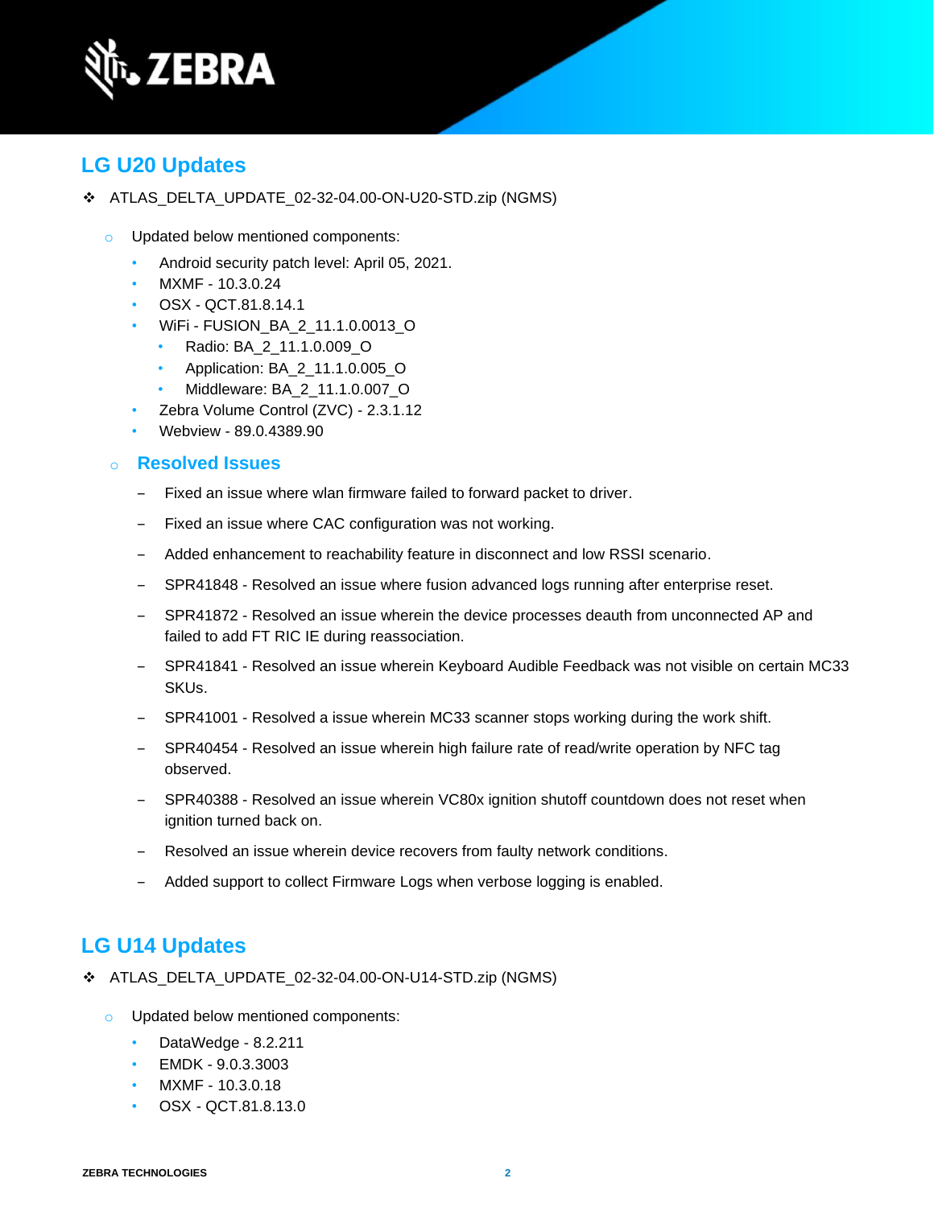## LG U20 Updates

- ATLAS_DELTA_UPDATE_02-32-04.00-ON-U20-STD.zip (NGMS)

  - Updated below mentioned components:
    - Android security patch level: April 05, 2021.
    - MXMF - 10.3.0.24
    - OSX - QCT.81.8.14.1
    - WiFi - FUSION_BA_2_11.1.0.0013_O
      - Radio: BA_2_11.1.0.009_O
      - Application: BA_2_11.1.0.005_O
      - Middleware: BA_2_11.1.0.007_O
    - Zebra Volume Control (ZVC) - 2.3.1.12
    - Webview - 89.0.4389.90

  - ### Resolved Issues

    - Fixed an issue where wlan firmware failed to forward packet to driver.
    - Fixed an issue where CAC configuration was not working.
    - Added enhancement to reachability feature in disconnect and low RSSI scenario.
    - SPR41848 - Resolved an issue where fusion advanced logs running after enterprise reset.
    - SPR41872 - Resolved an issue wherein the device processes deauth from unconnected AP and failed to add FT RIC IE during reassociation.
    - SPR41841 - Resolved an issue wherein Keyboard Audible Feedback was not visible on certain MC33 SKUs.
    - SPR41001 - Resolved a issue wherein MC33 scanner stops working during the work shift.
    - SPR40454 - Resolved an issue wherein high failure rate of read/write operation by NFC tag observed.
    - SPR40388 - Resolved an issue wherein VC80x ignition shutoff countdown does not reset when ignition turned back on.
    - Resolved an issue wherein device recovers from faulty network conditions.
    - Added support to collect Firmware Logs when verbose logging is enabled.

## LG U14 Updates

- ATLAS_DELTA_UPDATE_02-32-04.00-ON-U14-STD.zip (NGMS)

  - Updated below mentioned components:
    - DataWedge - 8.2.211
    - EMDK - 9.0.3.3003
    - MXMF - 10.3.0.18
    - OSX - QCT.81.8.13.0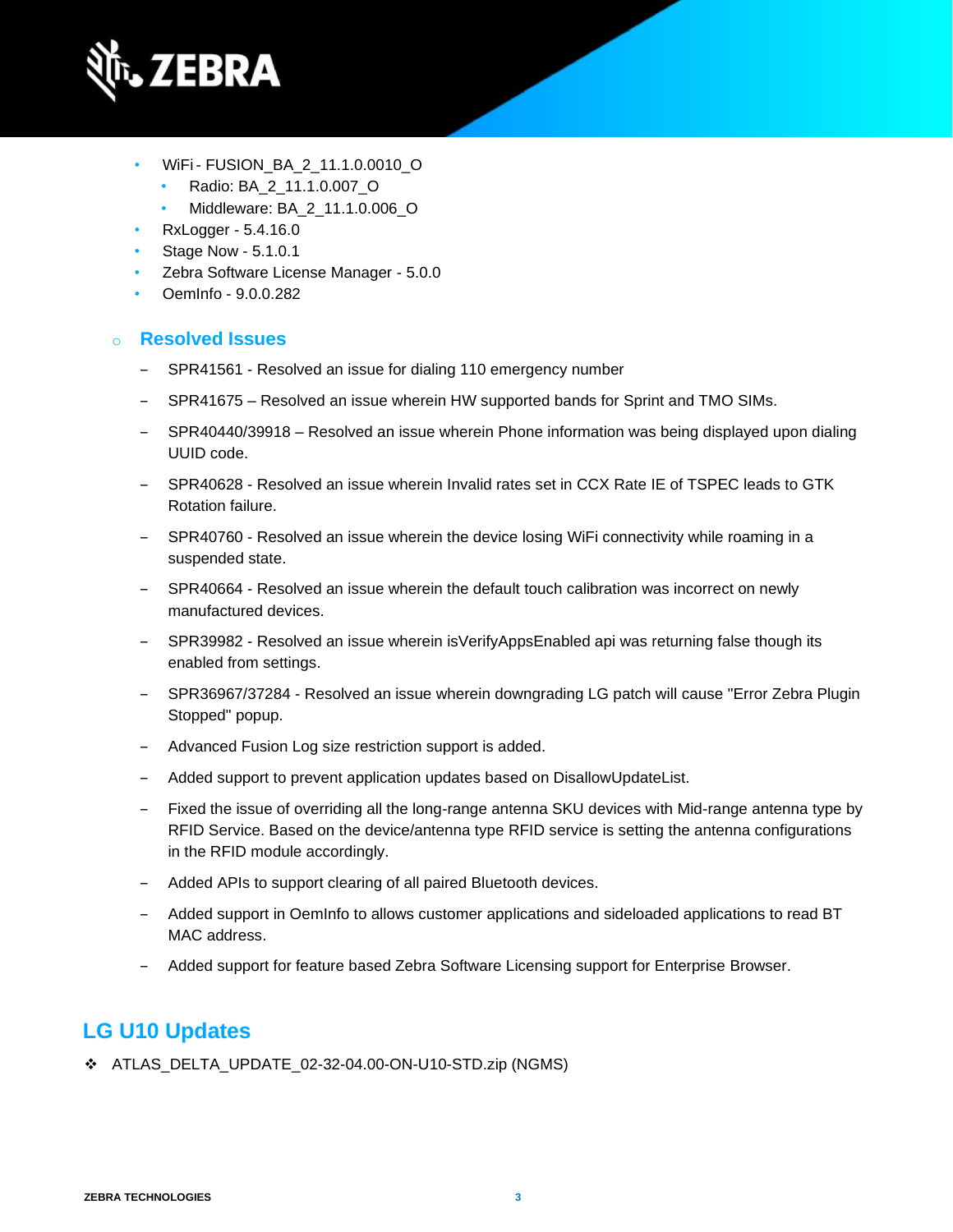- WiFi - FUSION_BA_2_11.1.0.0010_O
  - Radio: BA_2_11.1.0.007_O
  - Middleware: BA_2_11.1.0.006_O
- RxLogger - 5.4.16.0
- Stage Now - 5.1.0.1
- Zebra Software License Manager - 5.0.0
- OemInfo - 9.0.0.282

### Resolved Issues

- SPR41561 - Resolved an issue for dialing 110 emergency number
- SPR41675 – Resolved an issue wherein HW supported bands for Sprint and TMO SIMs.
- SPR40440/39918 – Resolved an issue wherein Phone information was being displayed upon dialing UUID code.
- SPR40628 - Resolved an issue wherein Invalid rates set in CCX Rate IE of TSPEC leads to GTK Rotation failure.
- SPR40760 - Resolved an issue wherein the device losing WiFi connectivity while roaming in a suspended state.
- SPR40664 - Resolved an issue wherein the default touch calibration was incorrect on newly manufactured devices.
- SPR39982 - Resolved an issue wherein isVerifyAppsEnabled api was returning false though its enabled from settings.
- SPR36967/37284 - Resolved an issue wherein downgrading LG patch will cause "Error Zebra Plugin Stopped" popup.
- Advanced Fusion Log size restriction support is added.
- Added support to prevent application updates based on DisallowUpdateList.
- Fixed the issue of overriding all the long-range antenna SKU devices with Mid-range antenna type by RFID Service. Based on the device/antenna type RFID service is setting the antenna configurations in the RFID module accordingly.
- Added APIs to support clearing of all paired Bluetooth devices.
- Added support in OemInfo to allows customer applications and sideloaded applications to read BT MAC address.
- Added support for feature based Zebra Software Licensing support for Enterprise Browser.

## LG U10 Updates

- ATLAS_DELTA_UPDATE_02-32-04.00-ON-U10-STD.zip (NGMS)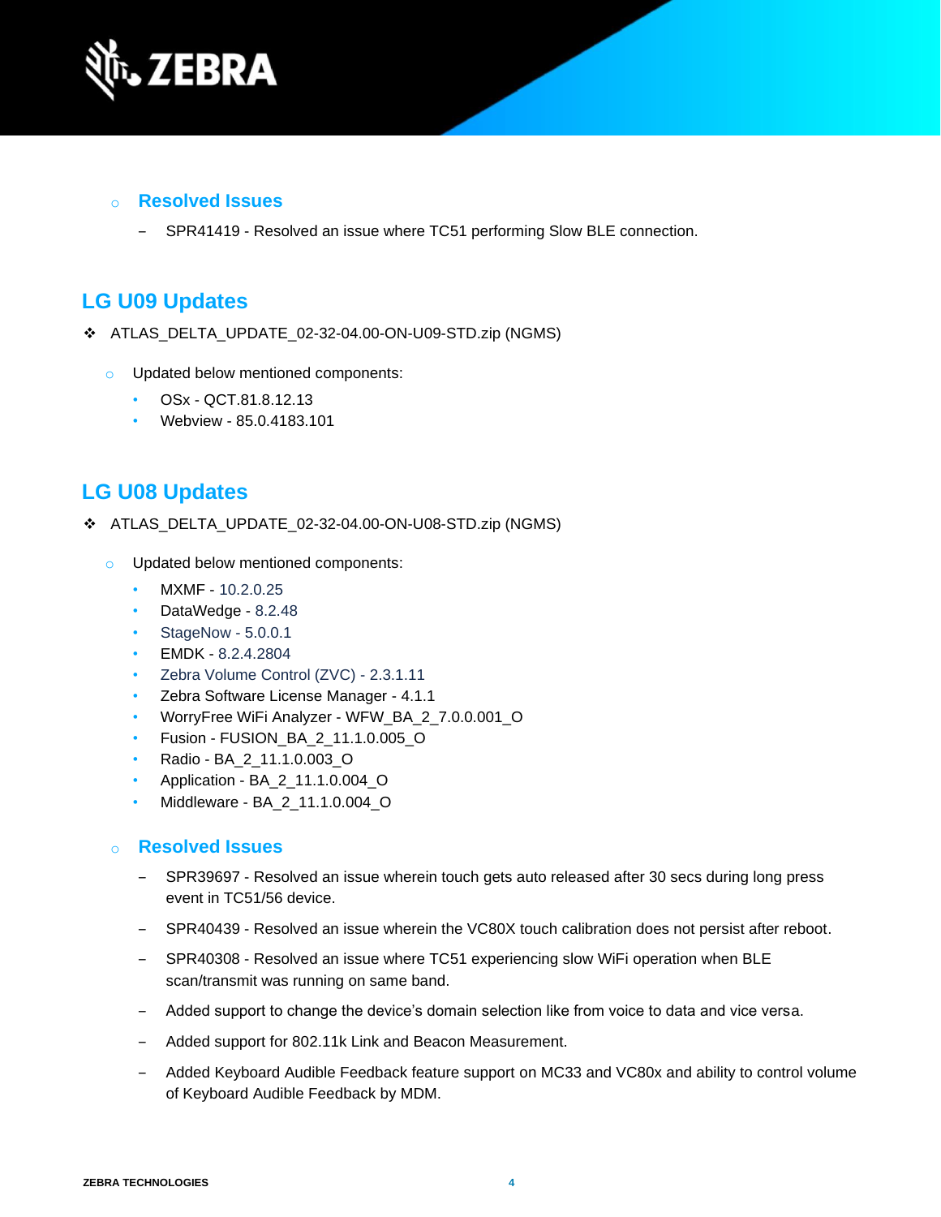- **Resolved Issues**
  - SPR41419 - Resolved an issue where TC51 performing Slow BLE connection.

## LG U09 Updates

- ATLAS_DELTA_UPDATE_02-32-04.00-ON-U09-STD.zip (NGMS)
  - Updated below mentioned components:
    - OSx - QCT.81.8.12.13
    - Webview - 85.0.4183.101

## LG U08 Updates

- ATLAS_DELTA_UPDATE_02-32-04.00-ON-U08-STD.zip (NGMS)
  - Updated below mentioned components:
    - MXMF - 10.2.0.25
    - DataWedge - 8.2.48
    - StageNow - 5.0.0.1
    - EMDK - 8.2.4.2804
    - Zebra Volume Control (ZVC) - 2.3.1.11
    - Zebra Software License Manager - 4.1.1
    - WorryFree WiFi Analyzer - WFW_BA_2_7.0.0.001_O
    - Fusion - FUSION_BA_2_11.1.0.005_O
    - Radio - BA_2_11.1.0.003_O
    - Application - BA_2_11.1.0.004_O
    - Middleware - BA_2_11.1.0.004_O
  - **Resolved Issues**
    - SPR39697 - Resolved an issue wherein touch gets auto released after 30 secs during long press event in TC51/56 device.
    - SPR40439 - Resolved an issue wherein the VC80X touch calibration does not persist after reboot.
    - SPR40308 - Resolved an issue where TC51 experiencing slow WiFi operation when BLE scan/transmit was running on same band.
    - Added support to change the device's domain selection like from voice to data and vice versa.
    - Added support for 802.11k Link and Beacon Measurement.
    - Added Keyboard Audible Feedback feature support on MC33 and VC80x and ability to control volume of Keyboard Audible Feedback by MDM.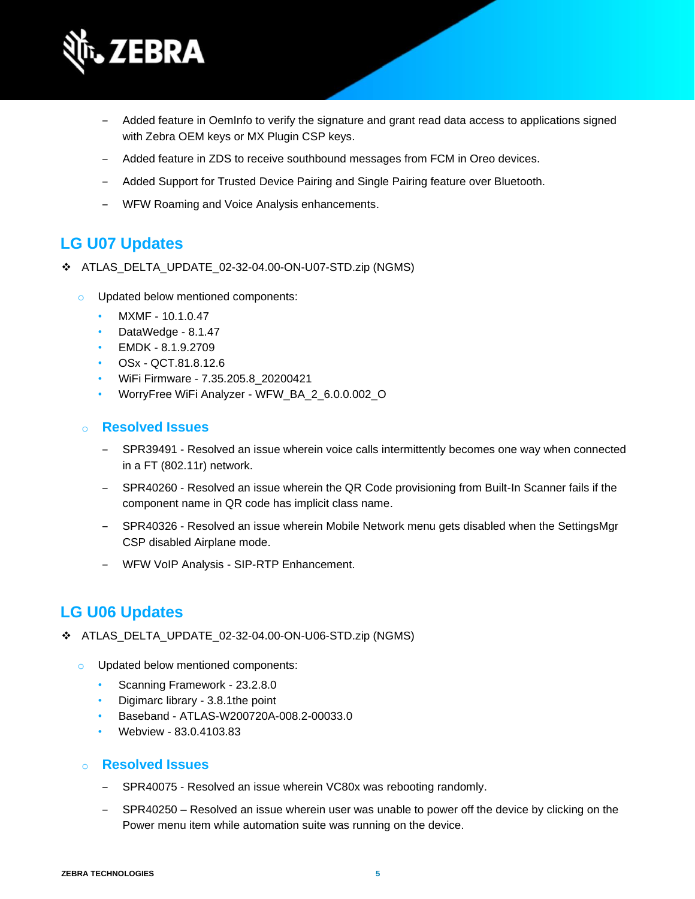- Added feature in OemInfo to verify the signature and grant read data access to applications signed with Zebra OEM keys or MX Plugin CSP keys.
- Added feature in ZDS to receive southbound messages from FCM in Oreo devices.
- Added Support for Trusted Device Pairing and Single Pairing feature over Bluetooth.
- WFW Roaming and Voice Analysis enhancements.

## LG U07 Updates

- ATLAS_DELTA_UPDATE_02-32-04.00-ON-U07-STD.zip (NGMS)
  - Updated below mentioned components:
    - MXMF - 10.1.0.47
    - DataWedge - 8.1.47
    - EMDK - 8.1.9.2709
    - OSx - QCT.81.8.12.6
    - WiFi Firmware - 7.35.205.8_20200421
    - WorryFree WiFi Analyzer - WFW_BA_2_6.0.0.002_O

  - ### Resolved Issues

    - SPR39491 - Resolved an issue wherein voice calls intermittently becomes one way when connected in a FT (802.11r) network.
    - SPR40260 - Resolved an issue wherein the QR Code provisioning from Built-In Scanner fails if the component name in QR code has implicit class name.
    - SPR40326 - Resolved an issue wherein Mobile Network menu gets disabled when the SettingsMgr CSP disabled Airplane mode.
    - WFW VoIP Analysis - SIP-RTP Enhancement.

## LG U06 Updates

- ATLAS_DELTA_UPDATE_02-32-04.00-ON-U06-STD.zip (NGMS)
  - Updated below mentioned components:
    - Scanning Framework - 23.2.8.0
    - Digimarc library - 3.8.1the point
    - Baseband - ATLAS-W200720A-008.2-00033.0
    - Webview - 83.0.4103.83

  - ### Resolved Issues

    - SPR40075 - Resolved an issue wherein VC80x was rebooting randomly.
    - SPR40250 – Resolved an issue wherein user was unable to power off the device by clicking on the Power menu item while automation suite was running on the device.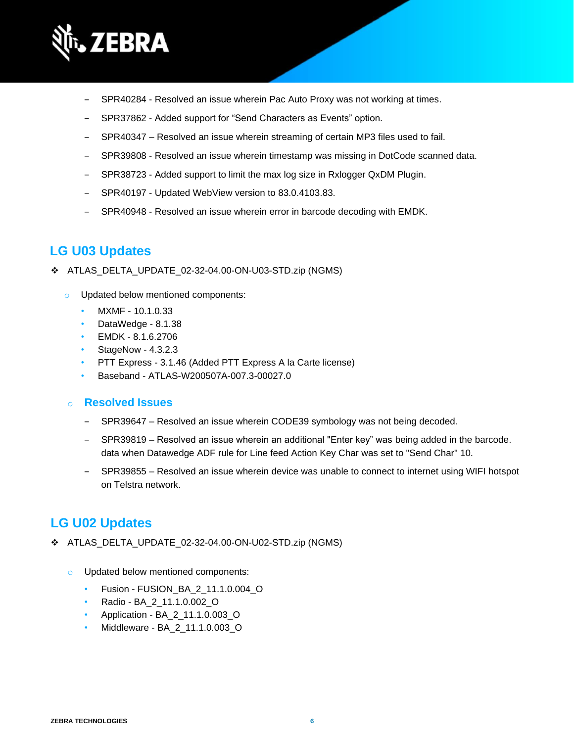- SPR40284 - Resolved an issue wherein Pac Auto Proxy was not working at times.
- SPR37862 - Added support for “Send Characters as Events” option.
- SPR40347 – Resolved an issue wherein streaming of certain MP3 files used to fail.
- SPR39808 - Resolved an issue wherein timestamp was missing in DotCode scanned data.
- SPR38723 - Added support to limit the max log size in Rxlogger QxDM Plugin.
- SPR40197 - Updated WebView version to 83.0.4103.83.
- SPR40948 - Resolved an issue wherein error in barcode decoding with EMDK.

## LG U03 Updates

- ATLAS_DELTA_UPDATE_02-32-04.00-ON-U03-STD.zip (NGMS)
  - Updated below mentioned components:
    - MXMF - 10.1.0.33
    - DataWedge - 8.1.38
    - EMDK - 8.1.6.2706
    - StageNow - 4.3.2.3
    - PTT Express - 3.1.46 (Added PTT Express A la Carte license)
    - Baseband - ATLAS-W200507A-007.3-00027.0

  - ### Resolved Issues

    - SPR39647 – Resolved an issue wherein CODE39 symbology was not being decoded.
    - SPR39819 – Resolved an issue wherein an additional "Enter key” was being added in the barcode. data when Datawedge ADF rule for Line feed Action Key Char was set to "Send Char" 10.
    - SPR39855 – Resolved an issue wherein device was unable to connect to internet using WIFI hotspot on Telstra network.

## LG U02 Updates

- ATLAS_DELTA_UPDATE_02-32-04.00-ON-U02-STD.zip (NGMS)
  - Updated below mentioned components:
    - Fusion - FUSION_BA_2_11.1.0.004_O
    - Radio - BA_2_11.1.0.002_O
    - Application - BA_2_11.1.0.003_O
    - Middleware - BA_2_11.1.0.003_O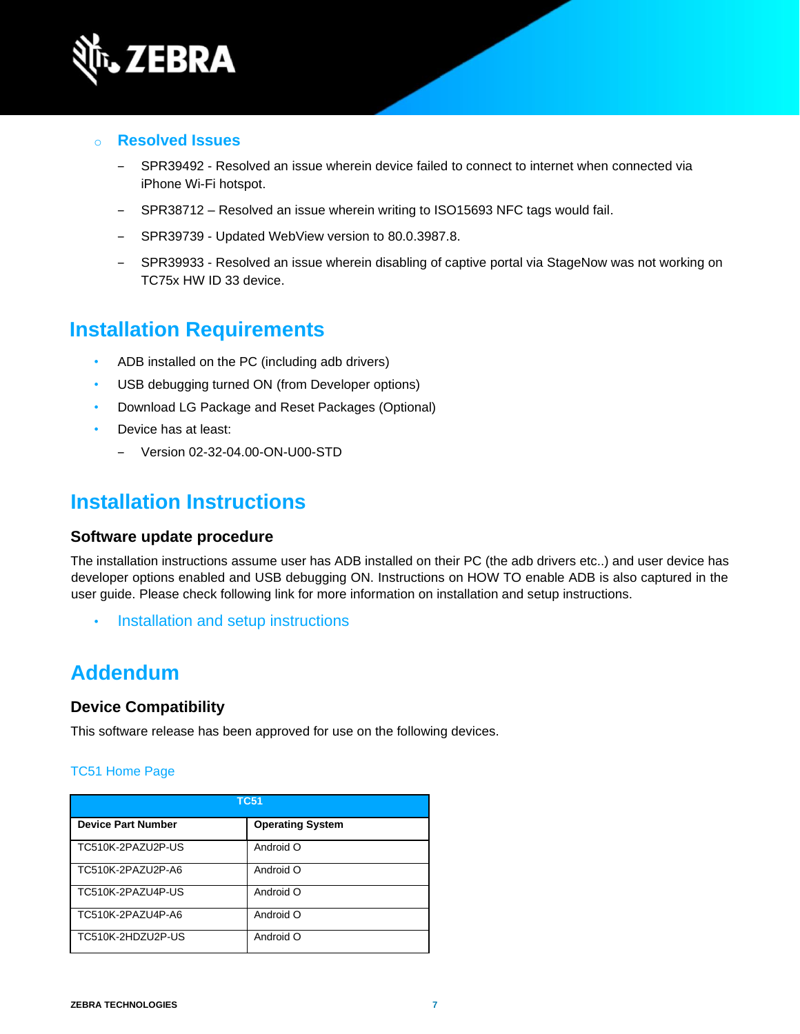- **Resolved Issues**
  - SPR39492 - Resolved an issue wherein device failed to connect to internet when connected via iPhone Wi-Fi hotspot.
  - SPR38712 – Resolved an issue wherein writing to ISO15693 NFC tags would fail.
  - SPR39739 - Updated WebView version to 80.0.3987.8.
  - SPR39933 - Resolved an issue wherein disabling of captive portal via StageNow was not working on TC75x HW ID 33 device.

# Installation Requirements

- ADB installed on the PC (including adb drivers)
- USB debugging turned ON (from Developer options)
- Download LG Package and Reset Packages (Optional)
- Device has at least:
  - Version 02-32-04.00-ON-U00-STD

# Installation Instructions

### Software update procedure

The installation instructions assume user has ADB installed on their PC (the adb drivers etc..) and user device has developer options enabled and USB debugging ON. Instructions on HOW TO enable ADB is also captured in the user guide. Please check following link for more information on installation and setup instructions.

- Installation and setup instructions

# Addendum

### Device Compatibility

This software release has been approved for use on the following devices.

TC51 Home Page

| TC51 | |
|---|---|
| **Device Part Number** | **Operating System** |
| TC510K-2PAZU2P-US | Android O |
| TC510K-2PAZU2P-A6 | Android O |
| TC510K-2PAZU4P-US | Android O |
| TC510K-2PAZU4P-A6 | Android O |
| TC510K-2HDZU2P-US | Android O |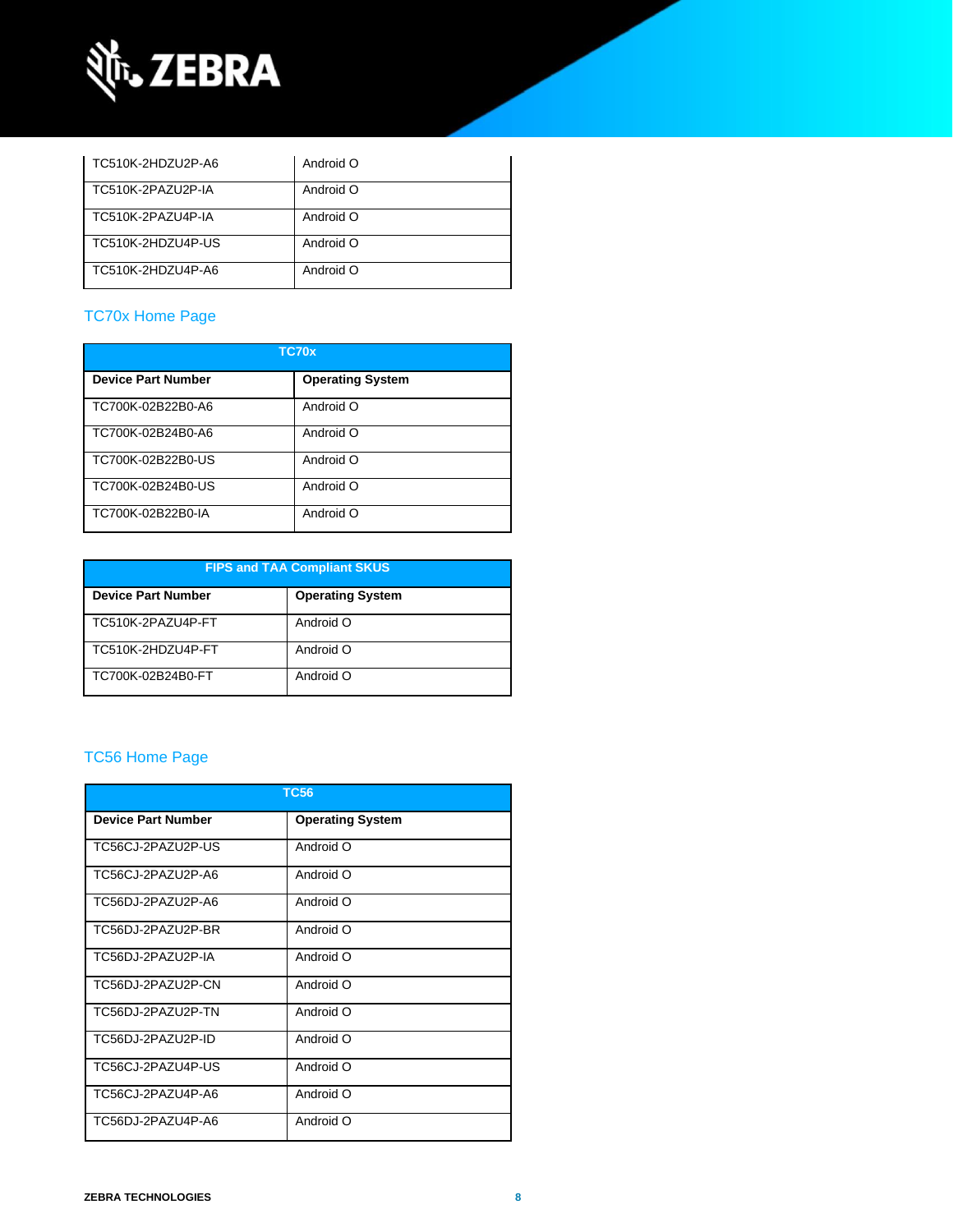| | |
|---|---|
| TC510K-2HDZU2P-A6 | Android O |
| TC510K-2PAZU2P-IA | Android O |
| TC510K-2PAZU4P-IA | Android O |
| TC510K-2HDZU4P-US | Android O |
| TC510K-2HDZU4P-A6 | Android O |

## TC70x Home Page

| TC70x | |
|---|---|
| **Device Part Number** | **Operating System** |
| TC700K-02B22B0-A6 | Android O |
| TC700K-02B24B0-A6 | Android O |
| TC700K-02B22B0-US | Android O |
| TC700K-02B24B0-US | Android O |
| TC700K-02B22B0-IA | Android O |

| FIPS and TAA Compliant SKUS | |
|---|---|
| **Device Part Number** | **Operating System** |
| TC510K-2PAZU4P-FT | Android O |
| TC510K-2HDZU4P-FT | Android O |
| TC700K-02B24B0-FT | Android O |

## TC56 Home Page

| TC56 | |
|---|---|
| **Device Part Number** | **Operating System** |
| TC56CJ-2PAZU2P-US | Android O |
| TC56CJ-2PAZU2P-A6 | Android O |
| TC56DJ-2PAZU2P-A6 | Android O |
| TC56DJ-2PAZU2P-BR | Android O |
| TC56DJ-2PAZU2P-IA | Android O |
| TC56DJ-2PAZU2P-CN | Android O |
| TC56DJ-2PAZU2P-TN | Android O |
| TC56DJ-2PAZU2P-ID | Android O |
| TC56CJ-2PAZU4P-US | Android O |
| TC56CJ-2PAZU4P-A6 | Android O |
| TC56DJ-2PAZU4P-A6 | Android O |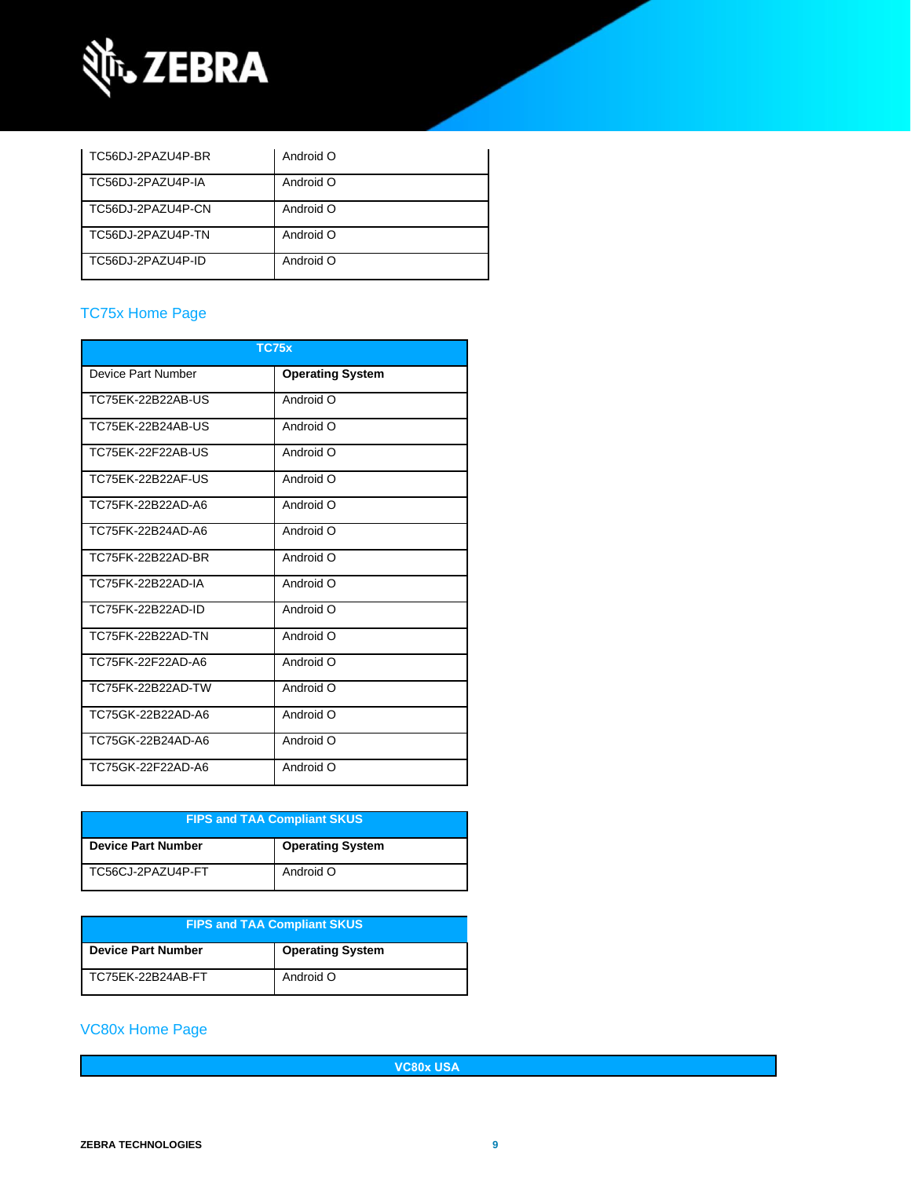| | |
|---|---|
| TC56DJ-2PAZU4P-BR | Android O |
| TC56DJ-2PAZU4P-IA | Android O |
| TC56DJ-2PAZU4P-CN | Android O |
| TC56DJ-2PAZU4P-TN | Android O |
| TC56DJ-2PAZU4P-ID | Android O |

## TC75x Home Page

| TC75x | |
|---|---|
| Device Part Number | **Operating System** |
| TC75EK-22B22AB-US | Android O |
| TC75EK-22B24AB-US | Android O |
| TC75EK-22F22AB-US | Android O |
| TC75EK-22B22AF-US | Android O |
| TC75FK-22B22AD-A6 | Android O |
| TC75FK-22B24AD-A6 | Android O |
| TC75FK-22B22AD-BR | Android O |
| TC75FK-22B22AD-IA | Android O |
| TC75FK-22B22AD-ID | Android O |
| TC75FK-22B22AD-TN | Android O |
| TC75FK-22F22AD-A6 | Android O |
| TC75FK-22B22AD-TW | Android O |
| TC75GK-22B22AD-A6 | Android O |
| TC75GK-22B24AD-A6 | Android O |
| TC75GK-22F22AD-A6 | Android O |

| FIPS and TAA Compliant SKUS | |
|---|---|
| **Device Part Number** | **Operating System** |
| TC56CJ-2PAZU4P-FT | Android O |

| FIPS and TAA Compliant SKUS | |
|---|---|
| **Device Part Number** | **Operating System** |
| TC75EK-22B24AB-FT | Android O |

## VC80x Home Page

| VC80x USA |
|---|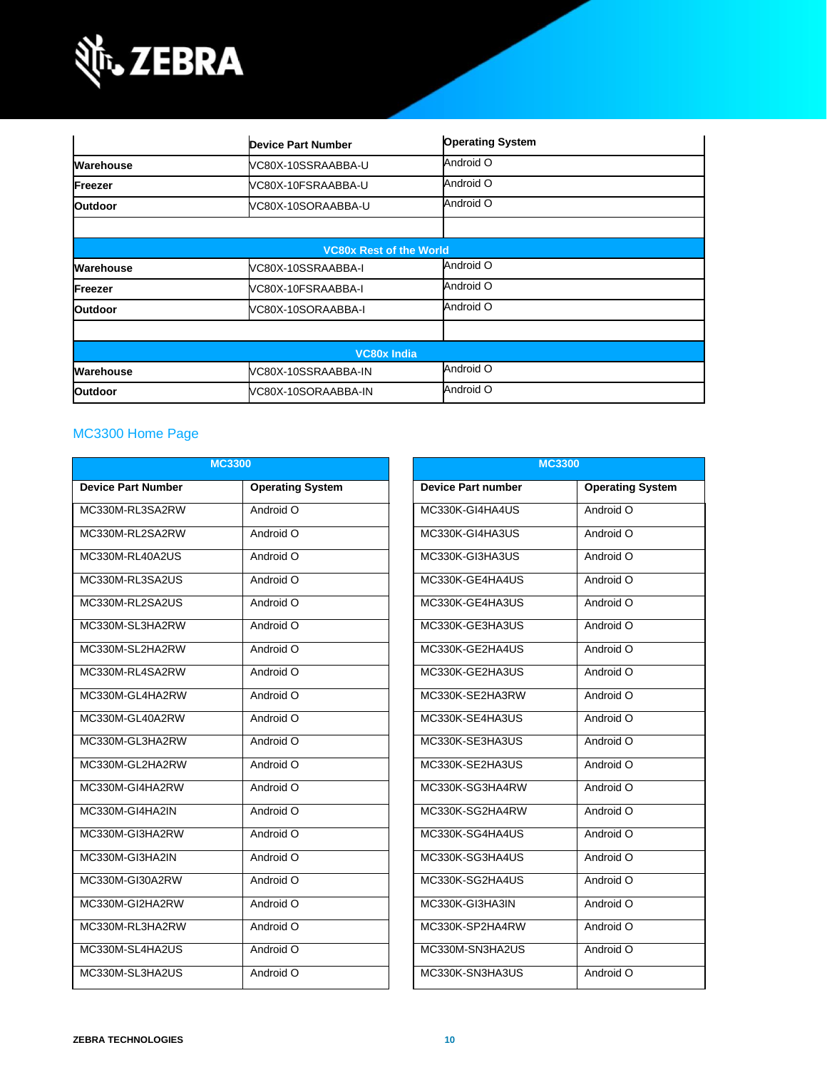| | Device Part Number | Operating System |
|---|---|---|
| Warehouse | VC80X-10SSRAABBA-U | Android O |
| Freezer | VC80X-10FSRAABBA-U | Android O |
| Outdoor | VC80X-10SORAABBA-U | Android O |
| | | |
| **VC80x Rest of the World** | | |
| Warehouse | VC80X-10SSRAABBA-I | Android O |
| Freezer | VC80X-10FSRAABBA-I | Android O |
| Outdoor | VC80X-10SORAABBA-I | Android O |
| | | |
| **VC80x India** | | |
| Warehouse | VC80X-10SSRAABBA-IN | Android O |
| Outdoor | VC80X-10SORAABBA-IN | Android O |

## MC3300 Home Page

| MC3300 | |
|---|---|
| **Device Part Number** | **Operating System** |
| MC330M-RL3SA2RW | Android O |
| MC330M-RL2SA2RW | Android O |
| MC330M-RL40A2US | Android O |
| MC330M-RL3SA2US | Android O |
| MC330M-RL2SA2US | Android O |
| MC330M-SL3HA2RW | Android O |
| MC330M-SL2HA2RW | Android O |
| MC330M-RL4SA2RW | Android O |
| MC330M-GL4HA2RW | Android O |
| MC330M-GL40A2RW | Android O |
| MC330M-GL3HA2RW | Android O |
| MC330M-GL2HA2RW | Android O |
| MC330M-GI4HA2RW | Android O |
| MC330M-GI4HA2IN | Android O |
| MC330M-GI3HA2RW | Android O |
| MC330M-GI3HA2IN | Android O |
| MC330M-GI30A2RW | Android O |
| MC330M-GI2HA2RW | Android O |
| MC330M-RL3HA2RW | Android O |
| MC330M-SL4HA2US | Android O |
| MC330M-SL3HA2US | Android O |

| MC3300 | |
|---|---|
| **Device Part number** | **Operating System** |
| MC330K-GI4HA4US | Android O |
| MC330K-GI4HA3US | Android O |
| MC330K-GI3HA3US | Android O |
| MC330K-GE4HA4US | Android O |
| MC330K-GE4HA3US | Android O |
| MC330K-GE3HA3US | Android O |
| MC330K-GE2HA4US | Android O |
| MC330K-GE2HA3US | Android O |
| MC330K-SE2HA3RW | Android O |
| MC330K-SE4HA3US | Android O |
| MC330K-SE3HA3US | Android O |
| MC330K-SE2HA3US | Android O |
| MC330K-SG3HA4RW | Android O |
| MC330K-SG2HA4RW | Android O |
| MC330K-SG4HA4US | Android O |
| MC330K-SG3HA4US | Android O |
| MC330K-SG2HA4US | Android O |
| MC330K-GI3HA3IN | Android O |
| MC330K-SP2HA4RW | Android O |
| MC330M-SN3HA2US | Android O |
| MC330K-SN3HA3US | Android O |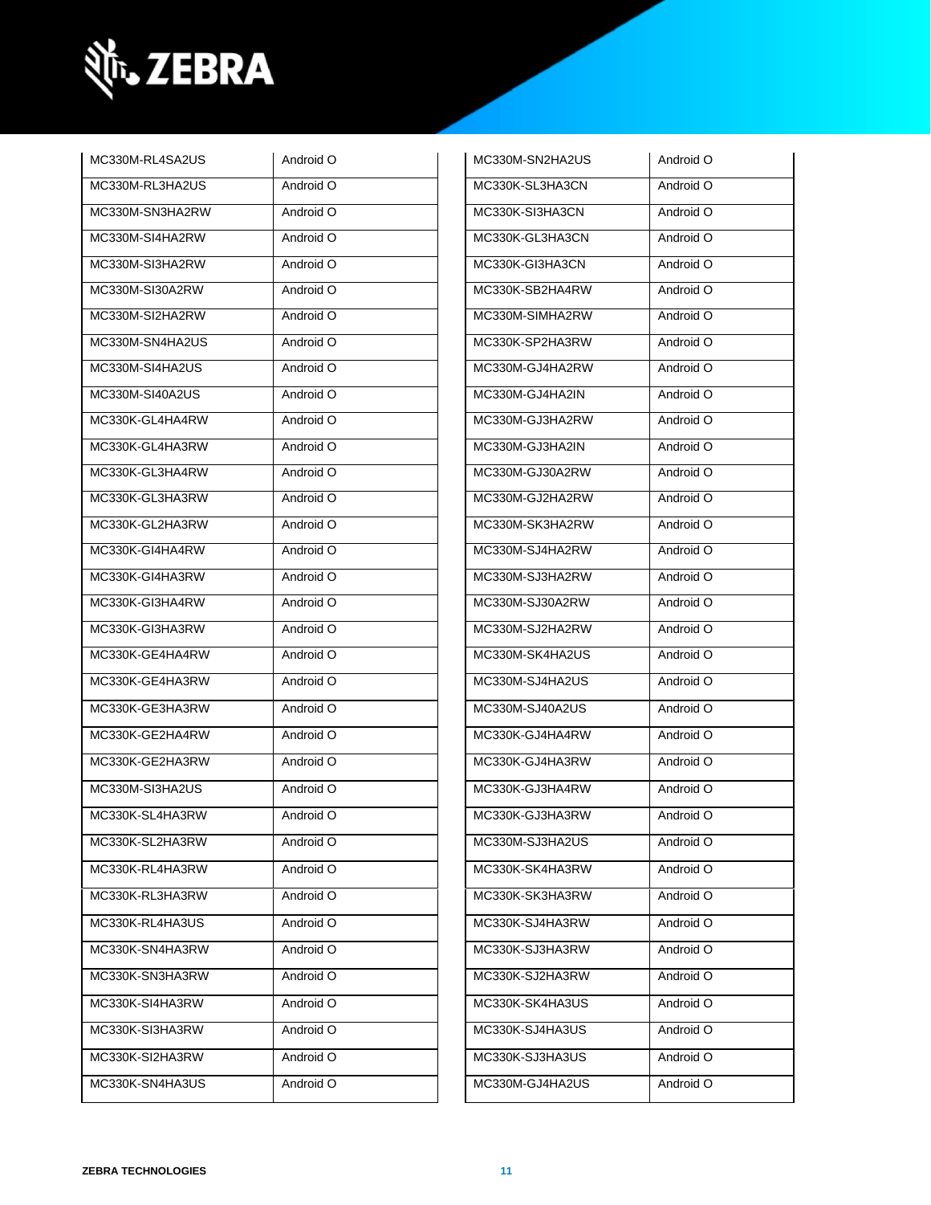| | |
|---|---|
| MC330M-RL4SA2US | Android O |
| MC330M-RL3HA2US | Android O |
| MC330M-SN3HA2RW | Android O |
| MC330M-SI4HA2RW | Android O |
| MC330M-SI3HA2RW | Android O |
| MC330M-SI30A2RW | Android O |
| MC330M-SI2HA2RW | Android O |
| MC330M-SN4HA2US | Android O |
| MC330M-SI4HA2US | Android O |
| MC330M-SI40A2US | Android O |
| MC330K-GL4HA4RW | Android O |
| MC330K-GL4HA3RW | Android O |
| MC330K-GL3HA4RW | Android O |
| MC330K-GL3HA3RW | Android O |
| MC330K-GL2HA3RW | Android O |
| MC330K-GI4HA4RW | Android O |
| MC330K-GI4HA3RW | Android O |
| MC330K-GI3HA4RW | Android O |
| MC330K-GI3HA3RW | Android O |
| MC330K-GE4HA4RW | Android O |
| MC330K-GE4HA3RW | Android O |
| MC330K-GE3HA3RW | Android O |
| MC330K-GE2HA4RW | Android O |
| MC330K-GE2HA3RW | Android O |
| MC330M-SI3HA2US | Android O |
| MC330K-SL4HA3RW | Android O |
| MC330K-SL2HA3RW | Android O |
| MC330K-RL4HA3RW | Android O |
| MC330K-RL3HA3RW | Android O |
| MC330K-RL4HA3US | Android O |
| MC330K-SN4HA3RW | Android O |
| MC330K-SN3HA3RW | Android O |
| MC330K-SI4HA3RW | Android O |
| MC330K-SI3HA3RW | Android O |
| MC330K-SI2HA3RW | Android O |
| MC330K-SN4HA3US | Android O |
| MC330M-SN2HA2US | Android O |
| MC330K-SL3HA3CN | Android O |
| MC330K-SI3HA3CN | Android O |
| MC330K-GL3HA3CN | Android O |
| MC330K-GI3HA3CN | Android O |
| MC330K-SB2HA4RW | Android O |
| MC330M-SIMHA2RW | Android O |
| MC330K-SP2HA3RW | Android O |
| MC330M-GJ4HA2RW | Android O |
| MC330M-GJ4HA2IN | Android O |
| MC330M-GJ3HA2RW | Android O |
| MC330M-GJ3HA2IN | Android O |
| MC330M-GJ30A2RW | Android O |
| MC330M-GJ2HA2RW | Android O |
| MC330M-SK3HA2RW | Android O |
| MC330M-SJ4HA2RW | Android O |
| MC330M-SJ3HA2RW | Android O |
| MC330M-SJ30A2RW | Android O |
| MC330M-SJ2HA2RW | Android O |
| MC330M-SK4HA2US | Android O |
| MC330M-SJ4HA2US | Android O |
| MC330M-SJ40A2US | Android O |
| MC330K-GJ4HA4RW | Android O |
| MC330K-GJ4HA3RW | Android O |
| MC330K-GJ3HA4RW | Android O |
| MC330K-GJ3HA3RW | Android O |
| MC330M-SJ3HA2US | Android O |
| MC330K-SK4HA3RW | Android O |
| MC330K-SK3HA3RW | Android O |
| MC330K-SJ4HA3RW | Android O |
| MC330K-SJ3HA3RW | Android O |
| MC330K-SJ2HA3RW | Android O |
| MC330K-SK4HA3US | Android O |
| MC330K-SJ4HA3US | Android O |
| MC330K-SJ3HA3US | Android O |
| MC330M-GJ4HA2US | Android O |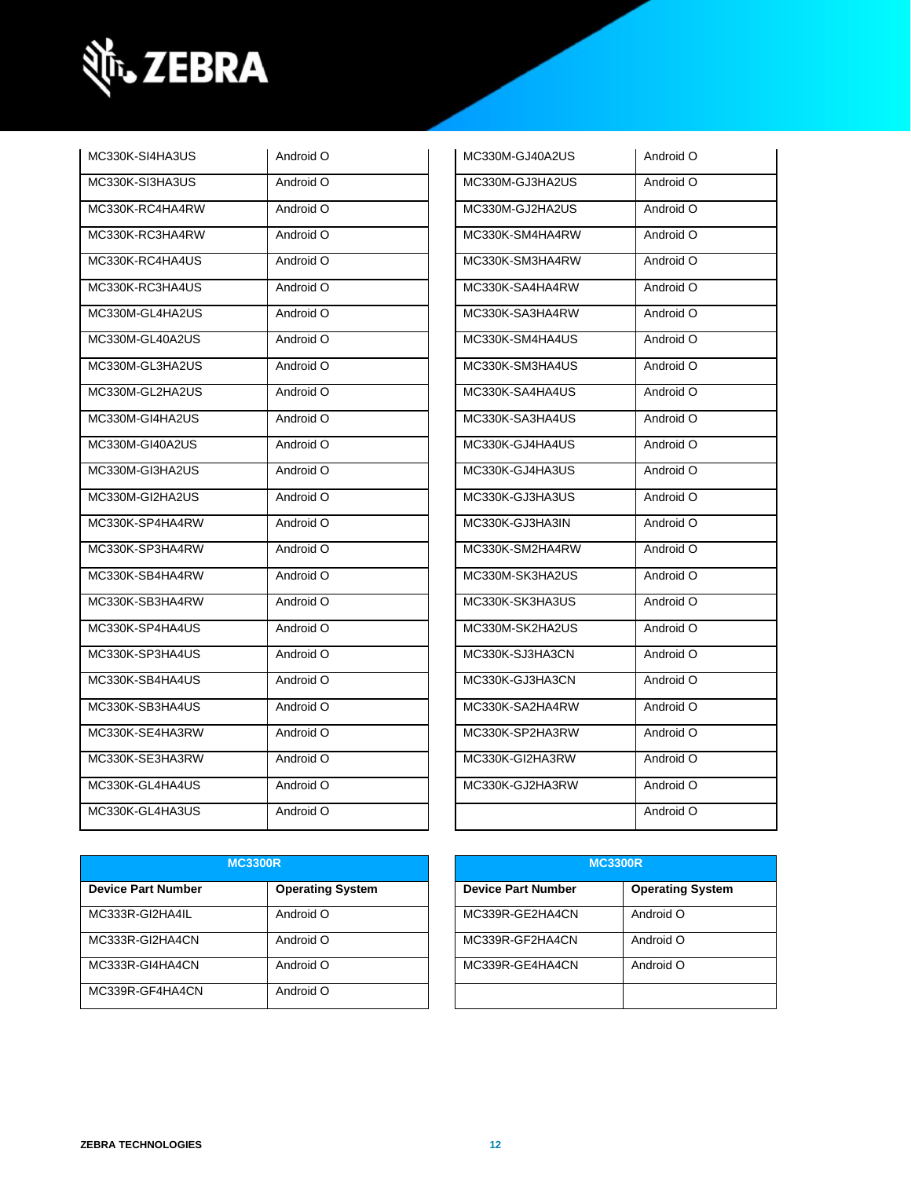| | |
|---|---|
| MC330K-SI4HA3US | Android O |
| MC330K-SI3HA3US | Android O |
| MC330K-RC4HA4RW | Android O |
| MC330K-RC3HA4RW | Android O |
| MC330K-RC4HA4US | Android O |
| MC330K-RC3HA4US | Android O |
| MC330M-GL4HA2US | Android O |
| MC330M-GL40A2US | Android O |
| MC330M-GL3HA2US | Android O |
| MC330M-GL2HA2US | Android O |
| MC330M-GI4HA2US | Android O |
| MC330M-GI40A2US | Android O |
| MC330M-GI3HA2US | Android O |
| MC330M-GI2HA2US | Android O |
| MC330K-SP4HA4RW | Android O |
| MC330K-SP3HA4RW | Android O |
| MC330K-SB4HA4RW | Android O |
| MC330K-SB3HA4RW | Android O |
| MC330K-SP4HA4US | Android O |
| MC330K-SP3HA4US | Android O |
| MC330K-SB4HA4US | Android O |
| MC330K-SB3HA4US | Android O |
| MC330K-SE4HA3RW | Android O |
| MC330K-SE3HA3RW | Android O |
| MC330K-GL4HA4US | Android O |
| MC330K-GL4HA3US | Android O |

| | |
|---|---|
| MC330M-GJ40A2US | Android O |
| MC330M-GJ3HA2US | Android O |
| MC330M-GJ2HA2US | Android O |
| MC330K-SM4HA4RW | Android O |
| MC330K-SM3HA4RW | Android O |
| MC330K-SA4HA4RW | Android O |
| MC330K-SA3HA4RW | Android O |
| MC330K-SM4HA4US | Android O |
| MC330K-SM3HA4US | Android O |
| MC330K-SA4HA4US | Android O |
| MC330K-SA3HA4US | Android O |
| MC330K-GJ4HA4US | Android O |
| MC330K-GJ4HA3US | Android O |
| MC330K-GJ3HA3US | Android O |
| MC330K-GJ3HA3IN | Android O |
| MC330K-SM2HA4RW | Android O |
| MC330M-SK3HA2US | Android O |
| MC330K-SK3HA3US | Android O |
| MC330M-SK2HA2US | Android O |
| MC330K-SJ3HA3CN | Android O |
| MC330K-GJ3HA3CN | Android O |
| MC330K-SA2HA4RW | Android O |
| MC330K-SP2HA3RW | Android O |
| MC330K-GI2HA3RW | Android O |
| MC330K-GJ2HA3RW | Android O |
| | Android O |

| MC3300R | |
|---|---|
| **Device Part Number** | **Operating System** |
| MC333R-GI2HA4IL | Android O |
| MC333R-GI2HA4CN | Android O |
| MC333R-GI4HA4CN | Android O |
| MC339R-GF4HA4CN | Android O |

| MC3300R | |
|---|---|
| **Device Part Number** | **Operating System** |
| MC339R-GE2HA4CN | Android O |
| MC339R-GF2HA4CN | Android O |
| MC339R-GE4HA4CN | Android O |
| | |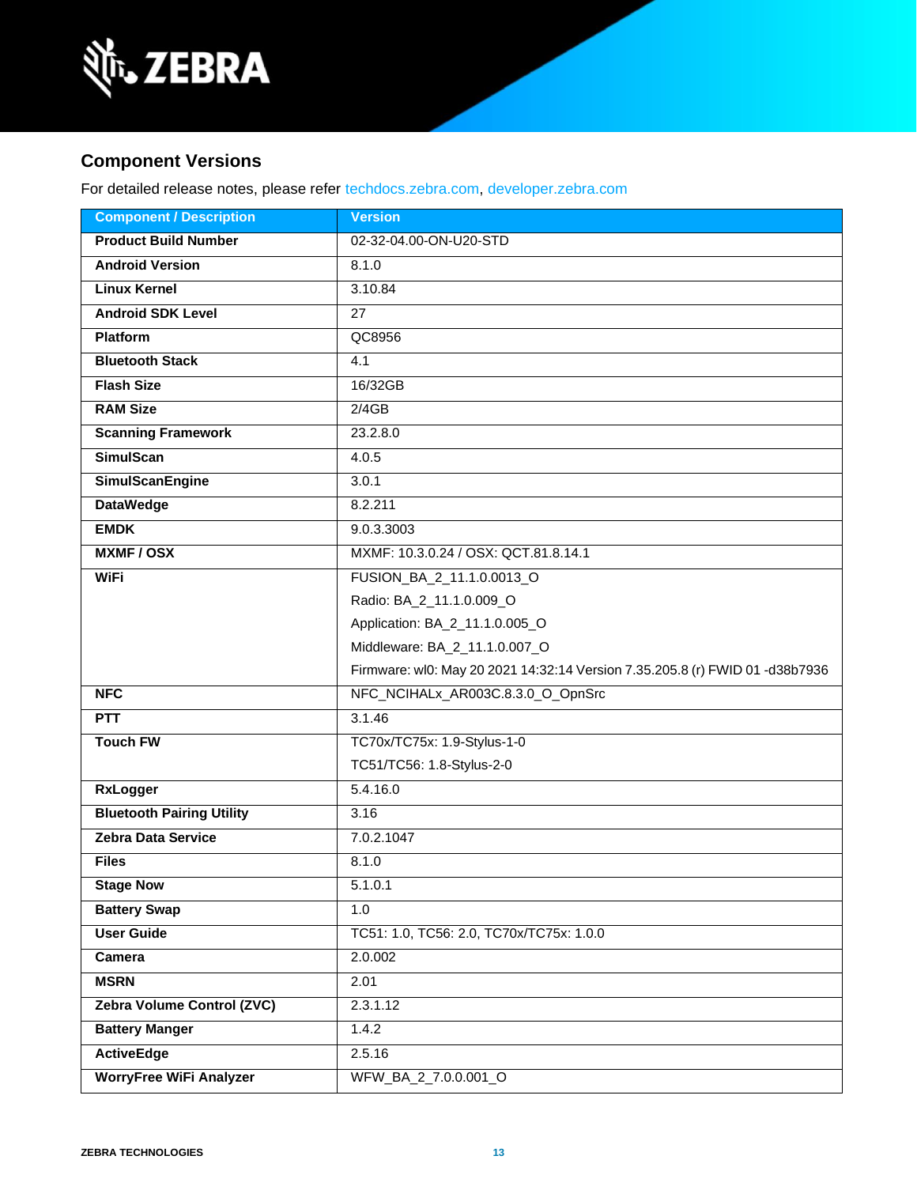## Component Versions

For detailed release notes, please refer techdocs.zebra.com, developer.zebra.com

| Component / Description | Version |
|---|---|
| **Product Build Number** | 02-32-04.00-ON-U20-STD |
| **Android Version** | 8.1.0 |
| **Linux Kernel** | 3.10.84 |
| **Android SDK Level** | 27 |
| **Platform** | QC8956 |
| **Bluetooth Stack** | 4.1 |
| **Flash Size** | 16/32GB |
| **RAM Size** | 2/4GB |
| **Scanning Framework** | 23.2.8.0 |
| **SimulScan** | 4.0.5 |
| **SimulScanEngine** | 3.0.1 |
| **DataWedge** | 8.2.211 |
| **EMDK** | 9.0.3.3003 |
| **MXMF / OSX** | MXMF: 10.3.0.24 / OSX: QCT.81.8.14.1 |
| **WiFi** | FUSION_BA_2_11.1.0.0013_O<br>Radio: BA_2_11.1.0.009_O<br>Application: BA_2_11.1.0.005_O<br>Middleware: BA_2_11.1.0.007_O<br>Firmware: wl0: May 20 2021 14:32:14 Version 7.35.205.8 (r) FWID 01 -d38b7936 |
| **NFC** | NFC_NCIHALx_AR003C.8.3.0_O_OpnSrc |
| **PTT** | 3.1.46 |
| **Touch FW** | TC70x/TC75x: 1.9-Stylus-1-0<br>TC51/TC56: 1.8-Stylus-2-0 |
| **RxLogger** | 5.4.16.0 |
| **Bluetooth Pairing Utility** | 3.16 |
| **Zebra Data Service** | 7.0.2.1047 |
| **Files** | 8.1.0 |
| **Stage Now** | 5.1.0.1 |
| **Battery Swap** | 1.0 |
| **User Guide** | TC51: 1.0, TC56: 2.0, TC70x/TC75x: 1.0.0 |
| **Camera** | 2.0.002 |
| **MSRN** | 2.01 |
| **Zebra Volume Control (ZVC)** | 2.3.1.12 |
| **Battery Manger** | 1.4.2 |
| **ActiveEdge** | 2.5.16 |
| **WorryFree WiFi Analyzer** | WFW_BA_2_7.0.0.001_O |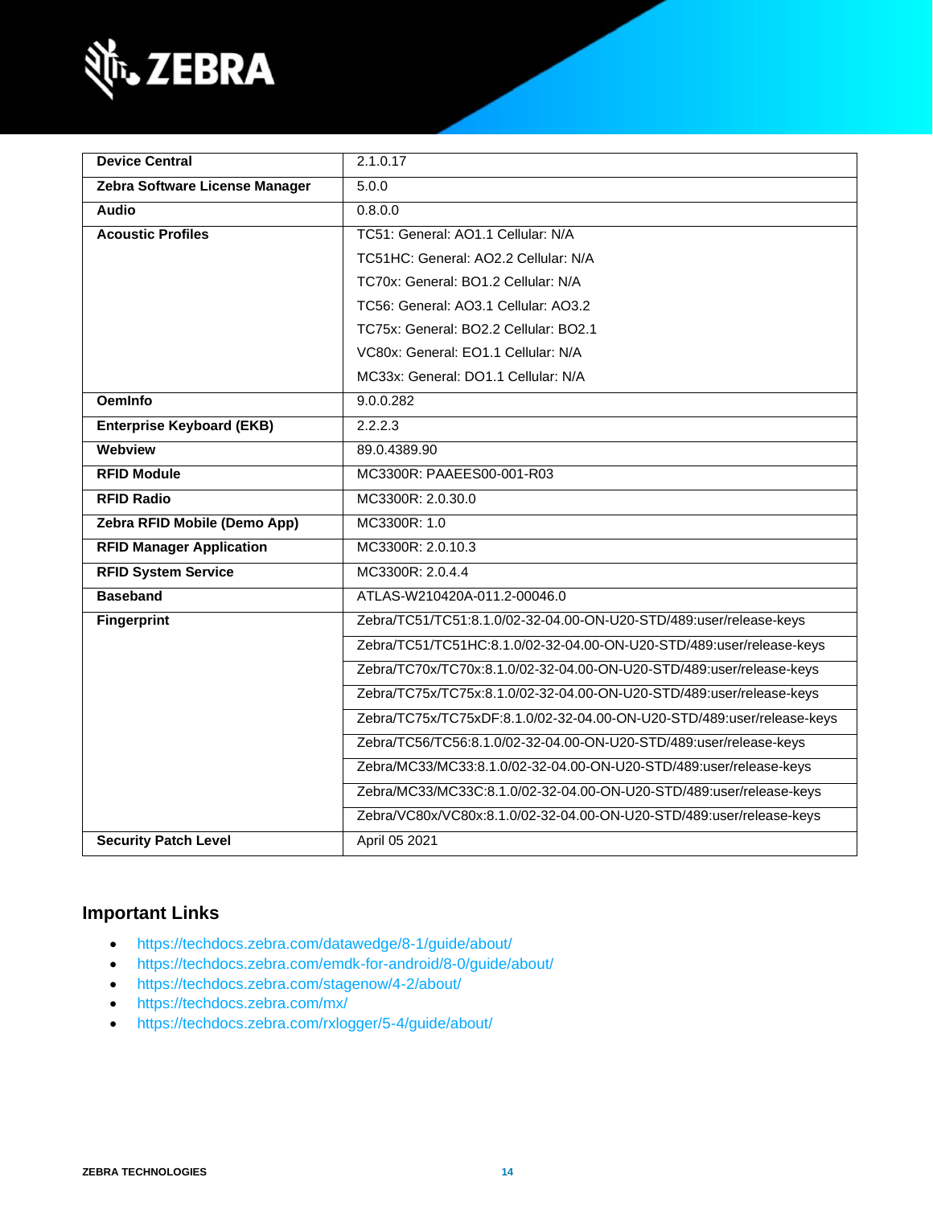| | |
|---|---|
| **Device Central** | 2.1.0.17 |
| **Zebra Software License Manager** | 5.0.0 |
| **Audio** | 0.8.0.0 |
| **Acoustic Profiles** | TC51: General: AO1.1 Cellular: N/A<br>TC51HC: General: AO2.2 Cellular: N/A<br>TC70x: General: BO1.2 Cellular: N/A<br>TC56: General: AO3.1 Cellular: AO3.2<br>TC75x: General: BO2.2 Cellular: BO2.1<br>VC80x: General: EO1.1 Cellular: N/A<br>MC33x: General: DO1.1 Cellular: N/A |
| **OemInfo** | 9.0.0.282 |
| **Enterprise Keyboard (EKB)** | 2.2.2.3 |
| **Webview** | 89.0.4389.90 |
| **RFID Module** | MC3300R: PAAEES00-001-R03 |
| **RFID Radio** | MC3300R: 2.0.30.0 |
| **Zebra RFID Mobile (Demo App)** | MC3300R: 1.0 |
| **RFID Manager Application** | MC3300R: 2.0.10.3 |
| **RFID System Service** | MC3300R: 2.0.4.4 |
| **Baseband** | ATLAS-W210420A-011.2-00046.0 |
| **Fingerprint** | Zebra/TC51/TC51:8.1.0/02-32-04.00-ON-U20-STD/489:user/release-keys |
| | Zebra/TC51/TC51HC:8.1.0/02-32-04.00-ON-U20-STD/489:user/release-keys |
| | Zebra/TC70x/TC70x:8.1.0/02-32-04.00-ON-U20-STD/489:user/release-keys |
| | Zebra/TC75x/TC75x:8.1.0/02-32-04.00-ON-U20-STD/489:user/release-keys |
| | Zebra/TC75x/TC75xDF:8.1.0/02-32-04.00-ON-U20-STD/489:user/release-keys |
| | Zebra/TC56/TC56:8.1.0/02-32-04.00-ON-U20-STD/489:user/release-keys |
| | Zebra/MC33/MC33:8.1.0/02-32-04.00-ON-U20-STD/489:user/release-keys |
| | Zebra/MC33/MC33C:8.1.0/02-32-04.00-ON-U20-STD/489:user/release-keys |
| | Zebra/VC80x/VC80x:8.1.0/02-32-04.00-ON-U20-STD/489:user/release-keys |
| **Security Patch Level** | April 05 2021 |

## Important Links

- https://techdocs.zebra.com/datawedge/8-1/guide/about/
- https://techdocs.zebra.com/emdk-for-android/8-0/guide/about/
- https://techdocs.zebra.com/stagenow/4-2/about/
- https://techdocs.zebra.com/mx/
- https://techdocs.zebra.com/rxlogger/5-4/guide/about/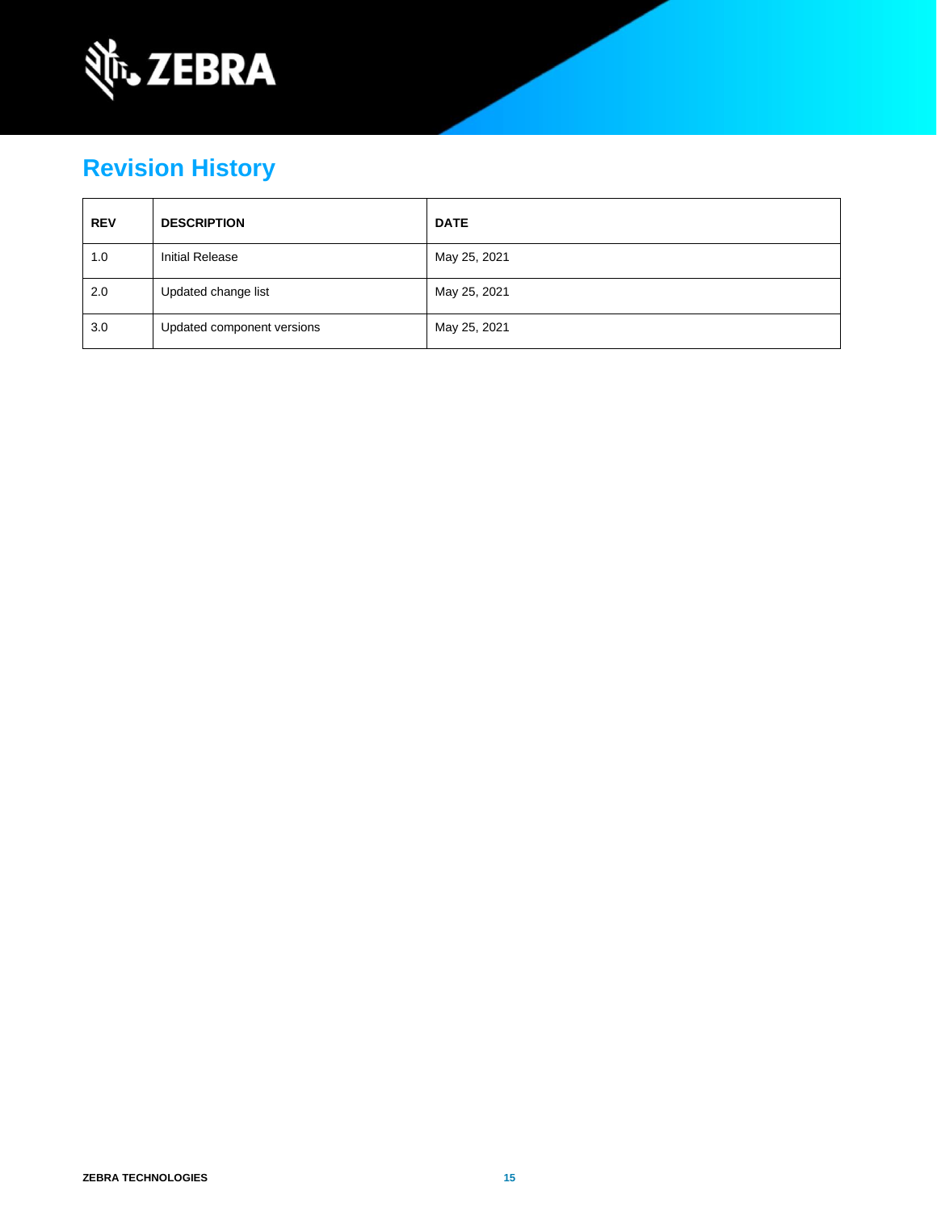# Revision History

| REV | DESCRIPTION | DATE |
|---|---|---|
| 1.0 | Initial Release | May 25, 2021 |
| 2.0 | Updated change list | May 25, 2021 |
| 3.0 | Updated component versions | May 25, 2021 |